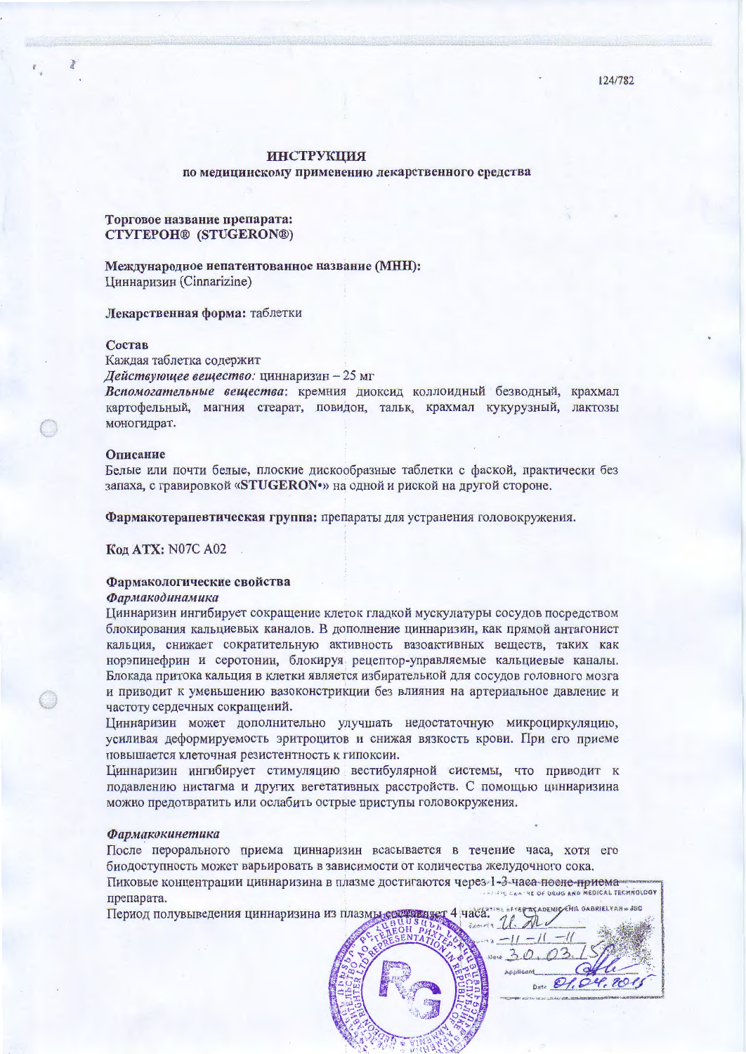# ИНСТРУКЦИЯ

## по медицинскому применению лекарственного средства

**Торговое название препарата:**
**СТУГЕРОН® (STUGERON®)**

**Международное непатентованное название (МНН):**
Циннаризин (Cinnarizine)

**Лекарственная форма:** таблетки

**Состав**

Каждая таблетка содержит

*Действующее вещество:* циннаризин – 25 мг

***Вспомогательные вещества***: кремния диоксид коллоидный безводный, крахмал картофельный, магния стеарат, повидон, тальк, крахмал кукурузный, лактозы моногидрат.

**Описание**

Белые или почти белые, плоские дискообразные таблетки с фаской, практически без запаха, с гравировкой «**STUGERON•**» на одной и риской на другой стороне.

**Фармакотерапевтическая группа:** препараты для устранения головокружения.

**Код АТХ:** N07C A02

**Фармакологические свойства**

***Фармакодинамика***

Циннаризин ингибирует сокращение клеток гладкой мускулатуры сосудов посредством блокирования кальциевых каналов. В дополнение циннаризин, как прямой антагонист кальция, снижает сократительную активность вазоактивных веществ, таких как норэпинефрин и серотонин, блокируя рецептор-управляемые кальциевые каналы. Блокада притока кальция в клетки является избирательной для сосудов головного мозга и приводит к уменьшению вазоконстрикции без влияния на артериальное давление и частоту сердечных сокращений.

Циннаризин может дополнительно улучшать недостаточную микроциркуляцию, усиливая деформируемость эритроцитов и снижая вязкость крови. При его приеме повышается клеточная резистентность к гипоксии.

Циннаризин ингибирует стимуляцию вестибулярной системы, что приводит к подавлению нистагма и других вегетативных расстройств. С помощью циннаризина можно предотвратить или ослабить острые приступы головокружения.

***Фармакокинетика***

После перорального приема циннаризин всасывается в течение часа, хотя его биодоступность может варьировать в зависимости от количества желудочного сока.

Пиковые концентрации циннаризина в плазме достигаются через 1-3 часа после приема препарата.

Период полувыведения циннаризина из плазмы составляет 4 часа.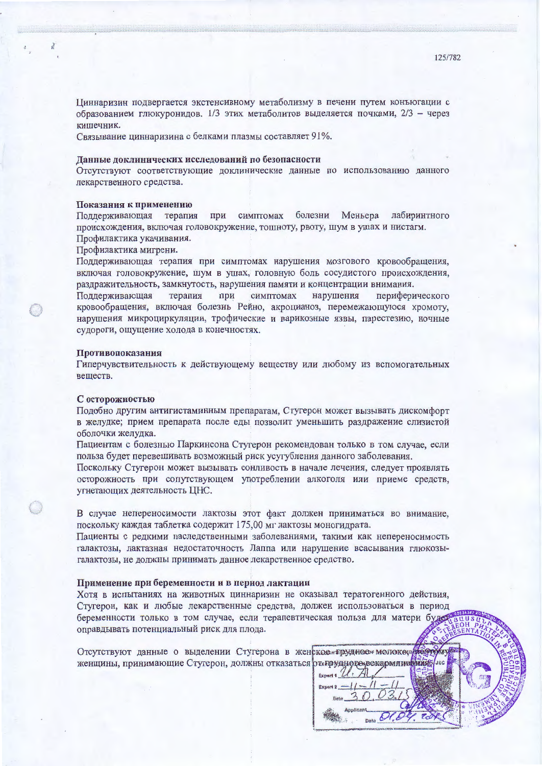Циннаризин подвергается экстенсивному метаболизму в печени путем конъюгации с образованием глюкуронидов. 1/3 этих метаболитов выделяется почками, 2/3 – через кишечник.

Связывание циннаризина с белками плазмы составляет 91%.

**Данные доклинических исследований по безопасности**

Отсутствуют соответствующие доклинические данные по использованию данного лекарственного средства.

**Показания к применению**

Поддерживающая терапия при симптомах болезни Меньера лабиринтного происхождения, включая головокружение, тошноту, рвоту, шум в ушах и нистагм.

Профилактика укачивания.

Профилактика мигрени.

Поддерживающая терапия при симптомах нарушения мозгового кровообращения, включая головокружение, шум в ушах, головную боль сосудистого происхождения, раздражительность, замкнутость, нарушения памяти и концентрации внимания.

Поддерживающая терапия при симптомах нарушения периферического кровообращения, включая болезнь Рейно, акроцианоз, перемежающуюся хромоту, нарушения микроциркуляции, трофические и варикозные язвы, парестезию, ночные судороги, ощущение холода в конечностях.

**Противопоказания**

Гиперчувствительность к действующему веществу или любому из вспомогательных веществ.

**С осторожностью**

Подобно другим антигистаминным препаратам, Стугерон может вызывать дискомфорт в желудке; прием препарата после еды позволит уменьшить раздражение слизистой оболочки желудка.

Пациентам с болезнью Паркинсона Стугерон рекомендован только в том случае, если польза будет перевешивать возможный риск усугубления данного заболевания.

Поскольку Стугерон может вызывать сонливость в начале лечения, следует проявлять осторожность при сопутствующем употреблении алкоголя или приеме средств, угнетающих деятельность ЦНС.

В случае непереносимости лактозы этот факт должен приниматься во внимание, поскольку каждая таблетка содержит 175,00 мг лактозы моногидрата.

Пациенты с редкими наследственными заболеваниями, такими как непереносимость галактозы, лактазная недостаточность Лаппа или нарушение всасывания глюкозы-галактозы, не должны принимать данное лекарственное средство.

**Применение при беременности и в период лактации**

Хотя в испытаниях на животных циннаризин не оказывал тератогенного действия, Стугерон, как и любые лекарственные средства, должен использоваться в период беременности только в том случае, если терапевтическая польза для матери будет оправдывать потенциальный риск для плода.

Отсутствуют данные о выделении Стугерона в женское грудное молоко, поэтому женщины, принимающие Стугерон, должны отказаться от грудного вскармливания.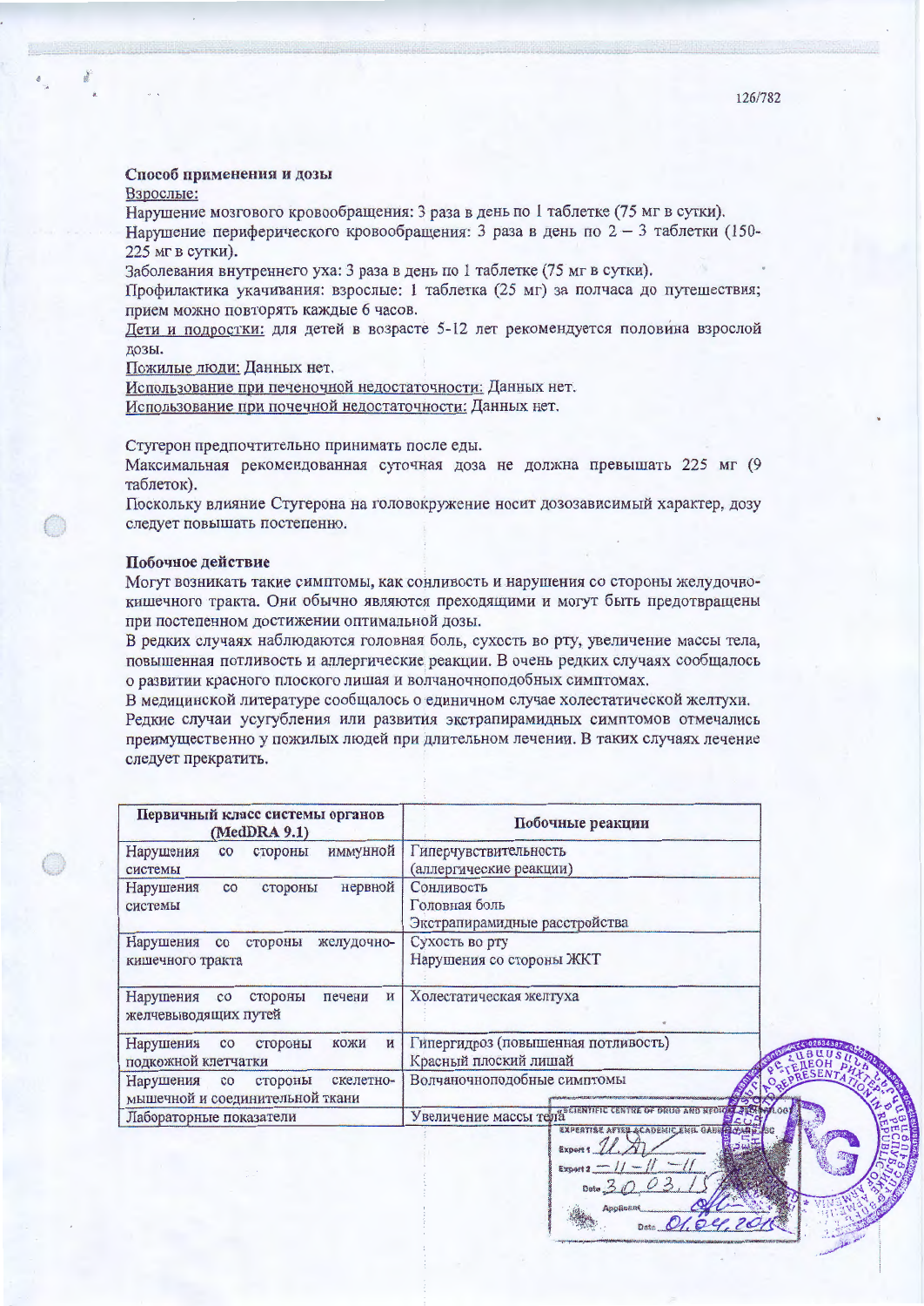**Способ применения и дозы**

Взрослые:

Нарушение мозгового кровообращения: 3 раза в день по 1 таблетке (75 мг в сутки).

Нарушение периферического кровообращения: 3 раза в день по 2 – 3 таблетки (150-225 мг в сутки).

Заболевания внутреннего уха: 3 раза в день по 1 таблетке (75 мг в сутки).

Профилактика укачивания: взрослые: 1 таблетка (25 мг) за полчаса до путешествия; прием можно повторять каждые 6 часов.

Дети и подростки: для детей в возрасте 5-12 лет рекомендуется половина взрослой дозы.

Пожилые люди: Данных нет.

Использование при печеночной недостаточности: Данных нет.

Использование при почечной недостаточности: Данных нет.

Стугерон предпочтительно принимать после еды.

Максимальная рекомендованная суточная доза не должна превышать 225 мг (9 таблеток).

Поскольку влияние Стугерона на головокружение носит дозозависимый характер, дозу следует повышать постепенно.

**Побочное действие**

Могут возникать такие симптомы, как сонливость и нарушения со стороны желудочно-кишечного тракта. Они обычно являются преходящими и могут быть предотвращены при постепенном достижении оптимальной дозы.

В редких случаях наблюдаются головная боль, сухость во рту, увеличение массы тела, повышенная потливость и аллергические реакции. В очень редких случаях сообщалось о развитии красного плоского лишая и волчаночноподобных симптомах.

В медицинской литературе сообщалось о единичном случае холестатической желтухи.

Редкие случаи усугубления или развития экстрапирамидных симптомов отмечались преимущественно у пожилых людей при длительном лечении. В таких случаях лечение следует прекратить.

| Первичный класс системы органов (MedDRA 9.1) | Побочные реакции |
|---|---|
| Нарушения со стороны иммунной системы | Гиперчувствительность (аллергические реакции) |
| Нарушения со стороны нервной системы | Сонливость<br>Головная боль<br>Экстрапирамидные расстройства |
| Нарушения со стороны желудочно-кишечного тракта | Сухость во рту<br>Нарушения со стороны ЖКТ |
| Нарушения со стороны печени и желчевыводящих путей | Холестатическая желтуха |
| Нарушения со стороны кожи и подкожной клетчатки | Гипергидроз (повышенная потливость)<br>Красный плоский лишай |
| Нарушения со стороны скелетно-мышечной и соединительной ткани | Волчаночноподобные симптомы |
| Лабораторные показатели | Увеличение массы тела |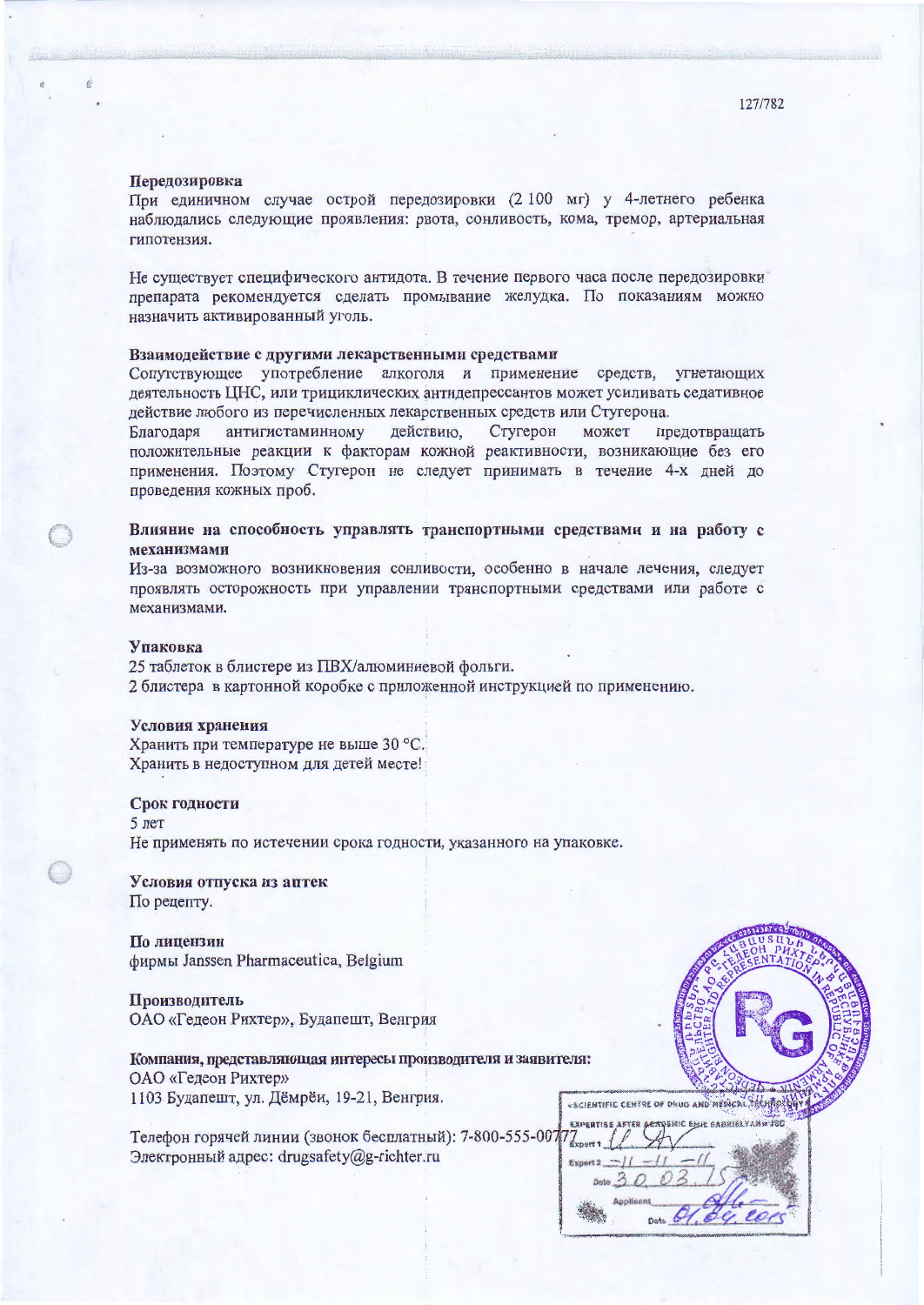**Передозировка**

При единичном случае острой передозировки (2 100 мг) у 4-летнего ребенка наблюдались следующие проявления: рвота, сонливость, кома, тремор, артериальная гипотензия.

Не существует специфического антидота. В течение первого часа после передозировки препарата рекомендуется сделать промывание желудка. По показаниям можно назначить активированный уголь.

**Взаимодействие с другими лекарственными средствами**

Сопутствующее употребление алкоголя и применение средств, угнетающих деятельность ЦНС, или трициклических антидепрессантов может усиливать седативное действие любого из перечисленных лекарственных средств или Стугерона.

Благодаря антигистаминному действию, Стугерон может предотвращать положительные реакции к факторам кожной реактивности, возникающие без его применения. Поэтому Стугерон не следует принимать в течение 4-х дней до проведения кожных проб.

**Влияние на способность управлять транспортными средствами и на работу с механизмами**

Из-за возможного возникновения сонливости, особенно в начале лечения, следует проявлять осторожность при управлении транспортными средствами или работе с механизмами.

**Упаковка**

25 таблеток в блистере из ПВХ/алюминиевой фольги.
2 блистера в картонной коробке с приложенной инструкцией по применению.

**Условия хранения**

Хранить при температуре не выше 30 °C.
Хранить в недоступном для детей месте!

**Срок годности**

5 лет
Не применять по истечении срока годности, указанного на упаковке.

**Условия отпуска из аптек**

По рецепту.

**По лицензии**

фирмы Janssen Pharmaceutica, Belgium

**Производитель**

ОАО «Гедеон Рихтер», Будапешт, Венгрия

**Компания, представляющая интересы производителя и заявителя:**

ОАО «Гедеон Рихтер»
1103 Будапешт, ул. Дёмрёи, 19-21, Венгрия.

Телефон горячей линии (звонок бесплатный): 7-800-555-00777
Электронный адрес: drugsafety@g-richter.ru